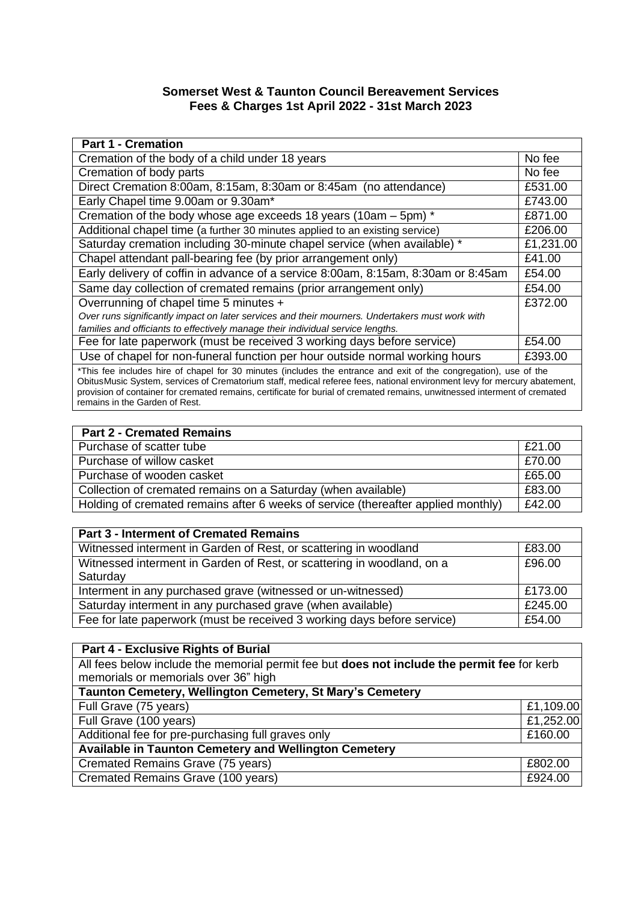**Somerset West & Taunton Council Bereavement Services**
**Fees & Charges 1st April 2022 - 31st March 2023**

| **Part 1 - Cremation** | |
|---|---|
| Cremation of the body of a child under 18 years | No fee |
| Cremation of body parts | No fee |
| Direct Cremation 8:00am, 8:15am, 8:30am or 8:45am (no attendance) | £531.00 |
| Early Chapel time 9.00am or 9.30am* | £743.00 |
| Cremation of the body whose age exceeds 18 years (10am – 5pm) * | £871.00 |
| Additional chapel time (a further 30 minutes applied to an existing service) | £206.00 |
| Saturday cremation including 30-minute chapel service (when available) * | £1,231.00 |
| Chapel attendant pall-bearing fee (by prior arrangement only) | £41.00 |
| Early delivery of coffin in advance of a service 8:00am, 8:15am, 8:30am or 8:45am | £54.00 |
| Same day collection of cremated remains (prior arrangement only) | £54.00 |
| Overrunning of chapel time 5 minutes + *Over runs significantly impact on later services and their mourners. Undertakers must work with families and officiants to effectively manage their individual service lengths.* | £372.00 |
| Fee for late paperwork (must be received 3 working days before service) | £54.00 |
| Use of chapel for non-funeral function per hour outside normal working hours | £393.00 |
| *This fee includes hire of chapel for 30 minutes (includes the entrance and exit of the congregation), use of the ObitusMusic System, services of Crematorium staff, medical referee fees, national environment levy for mercury abatement, provision of container for cremated remains, certificate for burial of cremated remains, unwitnessed interment of cremated remains in the Garden of Rest. | |

| **Part 2 - Cremated Remains** | |
|---|---|
| Purchase of scatter tube | £21.00 |
| Purchase of willow casket | £70.00 |
| Purchase of wooden casket | £65.00 |
| Collection of cremated remains on a Saturday (when available) | £83.00 |
| Holding of cremated remains after 6 weeks of service (thereafter applied monthly) | £42.00 |

| **Part 3 - Interment of Cremated Remains** | |
|---|---|
| Witnessed interment in Garden of Rest, or scattering in woodland | £83.00 |
| Witnessed interment in Garden of Rest, or scattering in woodland, on a Saturday | £96.00 |
| Interment in any purchased grave (witnessed or un-witnessed) | £173.00 |
| Saturday interment in any purchased grave (when available) | £245.00 |
| Fee for late paperwork (must be received 3 working days before service) | £54.00 |

| **Part 4 - Exclusive Rights of Burial** | |
|---|---|
| All fees below include the memorial permit fee but **does not include the permit fee** for kerb memorials or memorials over 36" high | |
| **Taunton Cemetery, Wellington Cemetery, St Mary's Cemetery** | |
| Full Grave (75 years) | £1,109.00 |
| Full Grave (100 years) | £1,252.00 |
| Additional fee for pre-purchasing full graves only | £160.00 |
| **Available in Taunton Cemetery and Wellington Cemetery** | |
| Cremated Remains Grave (75 years) | £802.00 |
| Cremated Remains Grave (100 years) | £924.00 |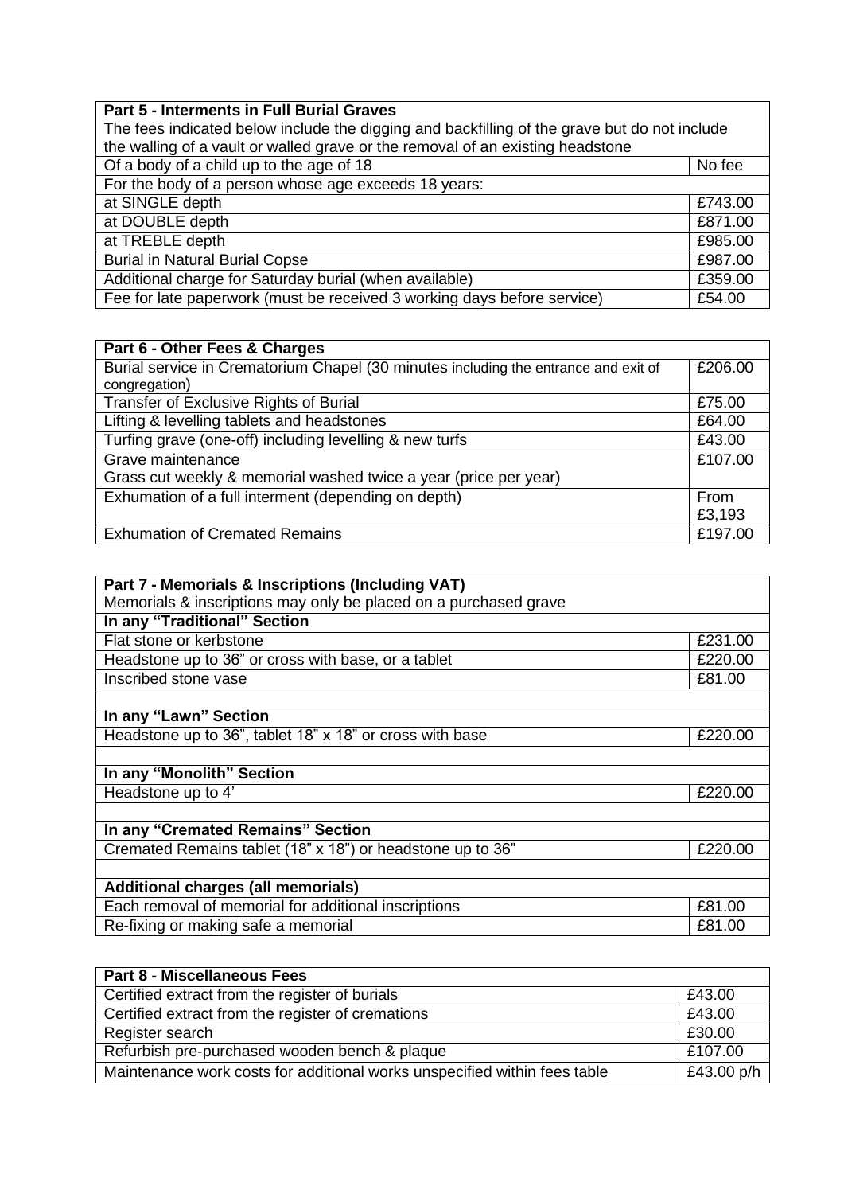| **Part 5 - Interments in Full Burial Graves**<br>The fees indicated below include the digging and backfilling of the grave but do not include the walling of a vault or walled grave or the removal of an existing headstone | |
|---|---|
| Of a body of a child up to the age of 18 | No fee |
| For the body of a person whose age exceeds 18 years: | |
| at SINGLE depth | £743.00 |
| at DOUBLE depth | £871.00 |
| at TREBLE depth | £985.00 |
| Burial in Natural Burial Copse | £987.00 |
| Additional charge for Saturday burial (when available) | £359.00 |
| Fee for late paperwork (must be received 3 working days before service) | £54.00 |

| **Part 6 - Other Fees & Charges** | |
|---|---|
| Burial service in Crematorium Chapel (30 minutes including the entrance and exit of congregation) | £206.00 |
| Transfer of Exclusive Rights of Burial | £75.00 |
| Lifting & levelling tablets and headstones | £64.00 |
| Turfing grave (one-off) including levelling & new turfs | £43.00 |
| Grave maintenance<br>Grass cut weekly & memorial washed twice a year (price per year) | £107.00 |
| Exhumation of a full interment (depending on depth) | From £3,193 |
| Exhumation of Cremated Remains | £197.00 |

| **Part 7 - Memorials & Inscriptions (Including VAT)**<br>Memorials & inscriptions may only be placed on a purchased grave | |
|---|---|
| **In any "Traditional" Section** | |
| Flat stone or kerbstone | £231.00 |
| Headstone up to 36" or cross with base, or a tablet | £220.00 |
| Inscribed stone vase | £81.00 |
| | |
| **In any "Lawn" Section** | |
| Headstone up to 36", tablet 18" x 18" or cross with base | £220.00 |
| | |
| **In any "Monolith" Section** | |
| Headstone up to 4' | £220.00 |
| | |
| **In any "Cremated Remains" Section** | |
| Cremated Remains tablet (18" x 18") or headstone up to 36" | £220.00 |
| | |
| **Additional charges (all memorials)** | |
| Each removal of memorial for additional inscriptions | £81.00 |
| Re-fixing or making safe a memorial | £81.00 |

| **Part 8 - Miscellaneous Fees** | |
|---|---|
| Certified extract from the register of burials | £43.00 |
| Certified extract from the register of cremations | £43.00 |
| Register search | £30.00 |
| Refurbish pre-purchased wooden bench & plaque | £107.00 |
| Maintenance work costs for additional works unspecified within fees table | £43.00 p/h |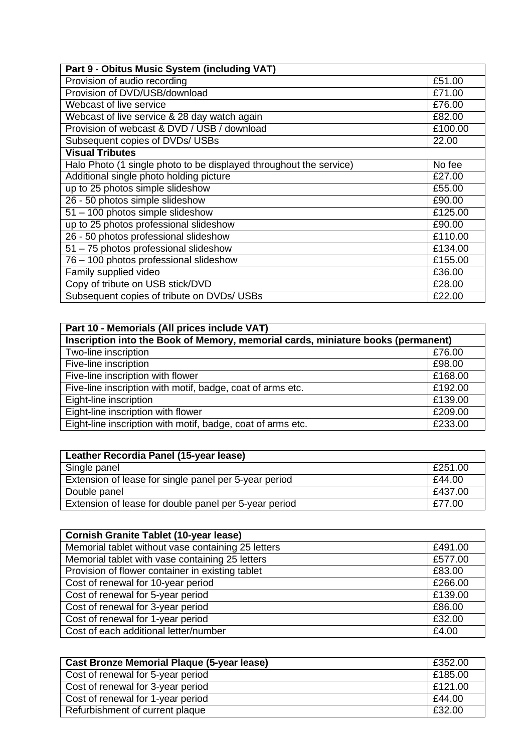| Part 9 - Obitus Music System (including VAT) | |
|---|---|
| Provision of audio recording | £51.00 |
| Provision of DVD/USB/download | £71.00 |
| Webcast of live service | £76.00 |
| Webcast of live service & 28 day watch again | £82.00 |
| Provision of webcast & DVD / USB / download | £100.00 |
| Subsequent copies of DVDs/ USBs | 22.00 |
| **Visual Tributes** | |
| Halo Photo (1 single photo to be displayed throughout the service) | No fee |
| Additional single photo holding picture | £27.00 |
| up to 25 photos simple slideshow | £55.00 |
| 26 - 50 photos simple slideshow | £90.00 |
| 51 – 100 photos simple slideshow | £125.00 |
| up to 25 photos professional slideshow | £90.00 |
| 26 - 50 photos professional slideshow | £110.00 |
| 51 – 75 photos professional slideshow | £134.00 |
| 76 – 100 photos professional slideshow | £155.00 |
| Family supplied video | £36.00 |
| Copy of tribute on USB stick/DVD | £28.00 |
| Subsequent copies of tribute on DVDs/ USBs | £22.00 |

| Part 10 - Memorials (All prices include VAT) | |
|---|---|
| **Inscription into the Book of Memory, memorial cards, miniature books (permanent)** | |
| Two-line inscription | £76.00 |
| Five-line inscription | £98.00 |
| Five-line inscription with flower | £168.00 |
| Five-line inscription with motif, badge, coat of arms etc. | £192.00 |
| Eight-line inscription | £139.00 |
| Eight-line inscription with flower | £209.00 |
| Eight-line inscription with motif, badge, coat of arms etc. | £233.00 |

| Leather Recordia Panel (15-year lease) | |
|---|---|
| Single panel | £251.00 |
| Extension of lease for single panel per 5-year period | £44.00 |
| Double panel | £437.00 |
| Extension of lease for double panel per 5-year period | £77.00 |

| Cornish Granite Tablet (10-year lease) | |
|---|---|
| Memorial tablet without vase containing 25 letters | £491.00 |
| Memorial tablet with vase containing 25 letters | £577.00 |
| Provision of flower container in existing tablet | £83.00 |
| Cost of renewal for 10-year period | £266.00 |
| Cost of renewal for 5-year period | £139.00 |
| Cost of renewal for 3-year period | £86.00 |
| Cost of renewal for 1-year period | £32.00 |
| Cost of each additional letter/number | £4.00 |

| Cast Bronze Memorial Plaque (5-year lease) | £352.00 |
|---|---|
| Cost of renewal for 5-year period | £185.00 |
| Cost of renewal for 3-year period | £121.00 |
| Cost of renewal for 1-year period | £44.00 |
| Refurbishment of current plaque | £32.00 |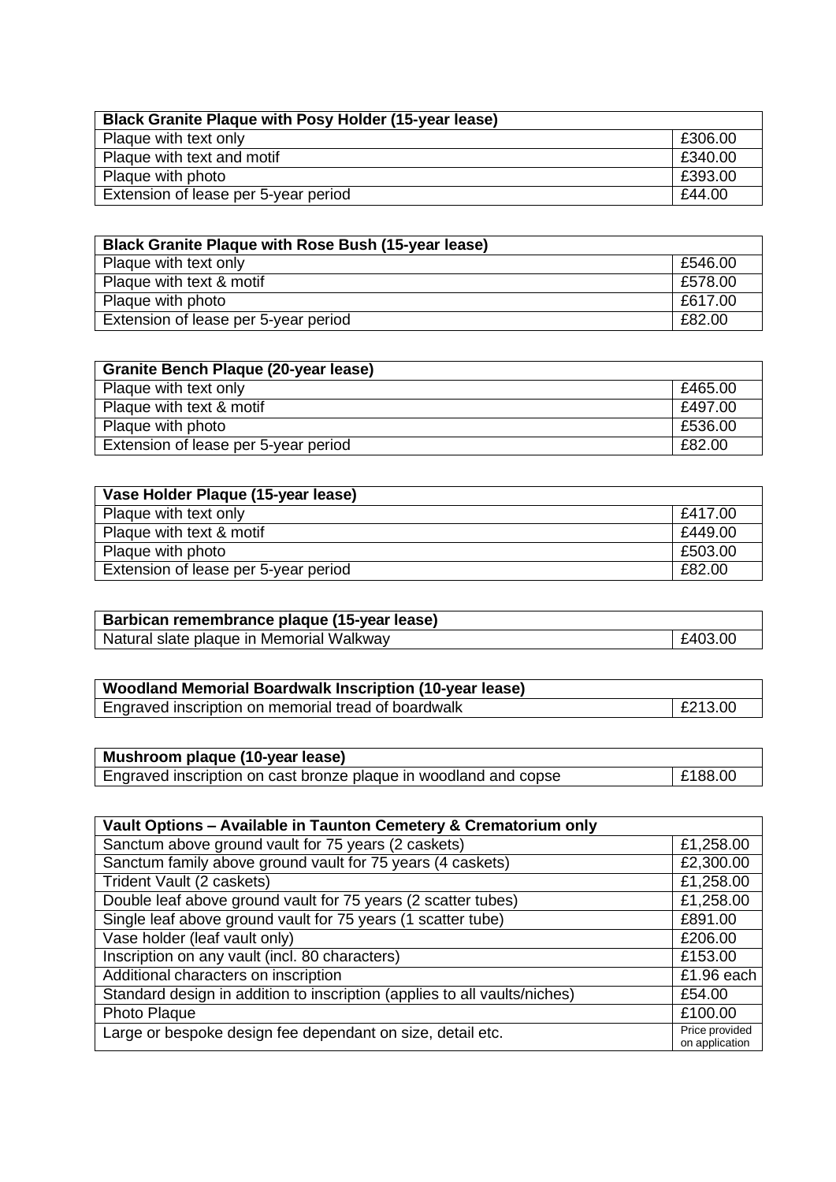| Black Granite Plaque with Posy Holder (15-year lease) | |
|---|---|
| Plaque with text only | £306.00 |
| Plaque with text and motif | £340.00 |
| Plaque with photo | £393.00 |
| Extension of lease per 5-year period | £44.00 |

| Black Granite Plaque with Rose Bush (15-year lease) | |
|---|---|
| Plaque with text only | £546.00 |
| Plaque with text & motif | £578.00 |
| Plaque with photo | £617.00 |
| Extension of lease per 5-year period | £82.00 |

| Granite Bench Plaque (20-year lease) | |
|---|---|
| Plaque with text only | £465.00 |
| Plaque with text & motif | £497.00 |
| Plaque with photo | £536.00 |
| Extension of lease per 5-year period | £82.00 |

| Vase Holder Plaque (15-year lease) | |
|---|---|
| Plaque with text only | £417.00 |
| Plaque with text & motif | £449.00 |
| Plaque with photo | £503.00 |
| Extension of lease per 5-year period | £82.00 |

| Barbican remembrance plaque (15-year lease) | |
|---|---|
| Natural slate plaque in Memorial Walkway | £403.00 |

| Woodland Memorial Boardwalk Inscription (10-year lease) | |
|---|---|
| Engraved inscription on memorial tread of boardwalk | £213.00 |

| Mushroom plaque (10-year lease) | |
|---|---|
| Engraved inscription on cast bronze plaque in woodland and copse | £188.00 |

| Vault Options – Available in Taunton Cemetery & Crematorium only | |
|---|---|
| Sanctum above ground vault for 75 years (2 caskets) | £1,258.00 |
| Sanctum family above ground vault for 75 years (4 caskets) | £2,300.00 |
| Trident Vault (2 caskets) | £1,258.00 |
| Double leaf above ground vault for 75 years (2 scatter tubes) | £1,258.00 |
| Single leaf above ground vault for 75 years (1 scatter tube) | £891.00 |
| Vase holder (leaf vault only) | £206.00 |
| Inscription on any vault (incl. 80 characters) | £153.00 |
| Additional characters on inscription | £1.96 each |
| Standard design in addition to inscription (applies to all vaults/niches) | £54.00 |
| Photo Plaque | £100.00 |
| Large or bespoke design fee dependant on size, detail etc. | Price provided on application |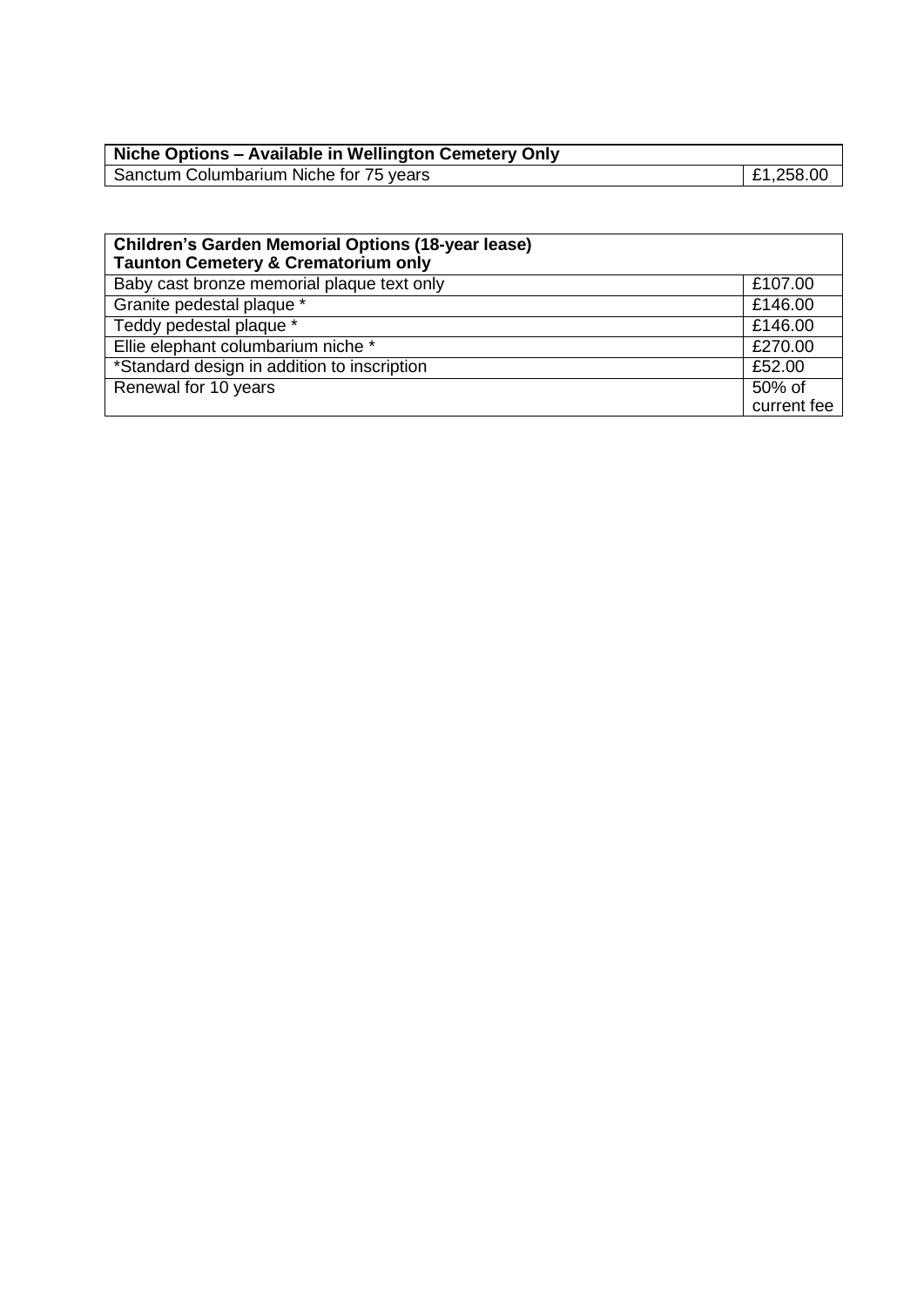| Niche Options – Available in Wellington Cemetery Only | |
|---|---|
| Sanctum Columbarium Niche for 75 years | £1,258.00 |

| Children's Garden Memorial Options (18-year lease)<br>Taunton Cemetery & Crematorium only | |
|---|---|
| Baby cast bronze memorial plaque text only | £107.00 |
| Granite pedestal plaque * | £146.00 |
| Teddy pedestal plaque * | £146.00 |
| Ellie elephant columbarium niche * | £270.00 |
| *Standard design in addition to inscription | £52.00 |
| Renewal for 10 years | 50% of current fee |